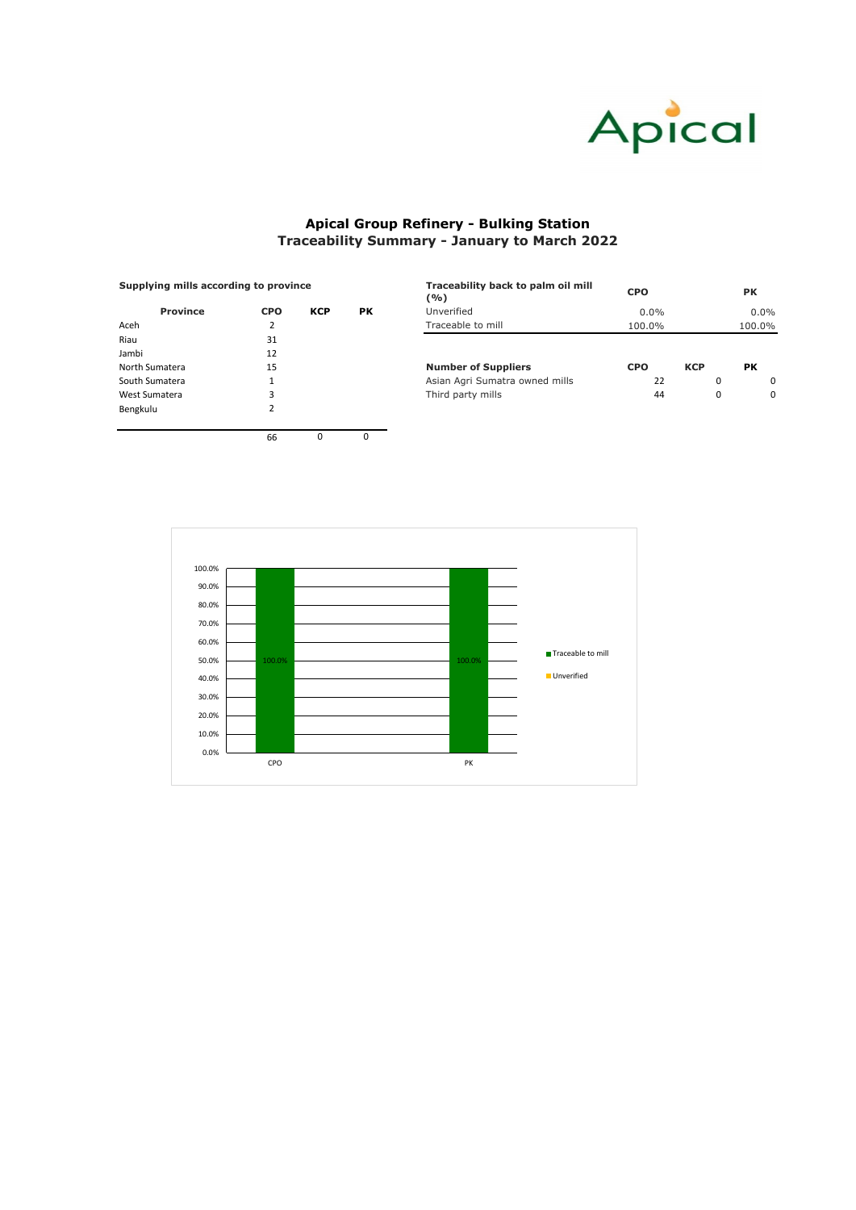# Apical Group Refinery - Bulking Station
## Traceability Summary - January to March 2022

**Supplying mills according to province**

| Province | CPO | KCP | PK |
|---|---|---|---|
| Aceh | 2 | | |
| Riau | 31 | | |
| Jambi | 12 | | |
| North Sumatera | 15 | | |
| South Sumatera | 1 | | |
| West Sumatera | 3 | | |
| Bengkulu | 2 | | |
| | 66 | 0 | 0 |

| Traceability back to palm oil mill (%) | CPO | PK |
|---|---|---|
| Unverified | 0.0% | 0.0% |
| Traceable to mill | 100.0% | 100.0% |

| Number of Suppliers | CPO | KCP | PK |
|---|---|---|---|
| Asian Agri Sumatra owned mills | 22 | 0 | 0 |
| Third party mills | 44 | 0 | 0 |

| | CPO | PK |
|---|---|---|
| Traceable to mill | 100.0% | 100.0% |
| Unverified | 0.0% | 0.0% |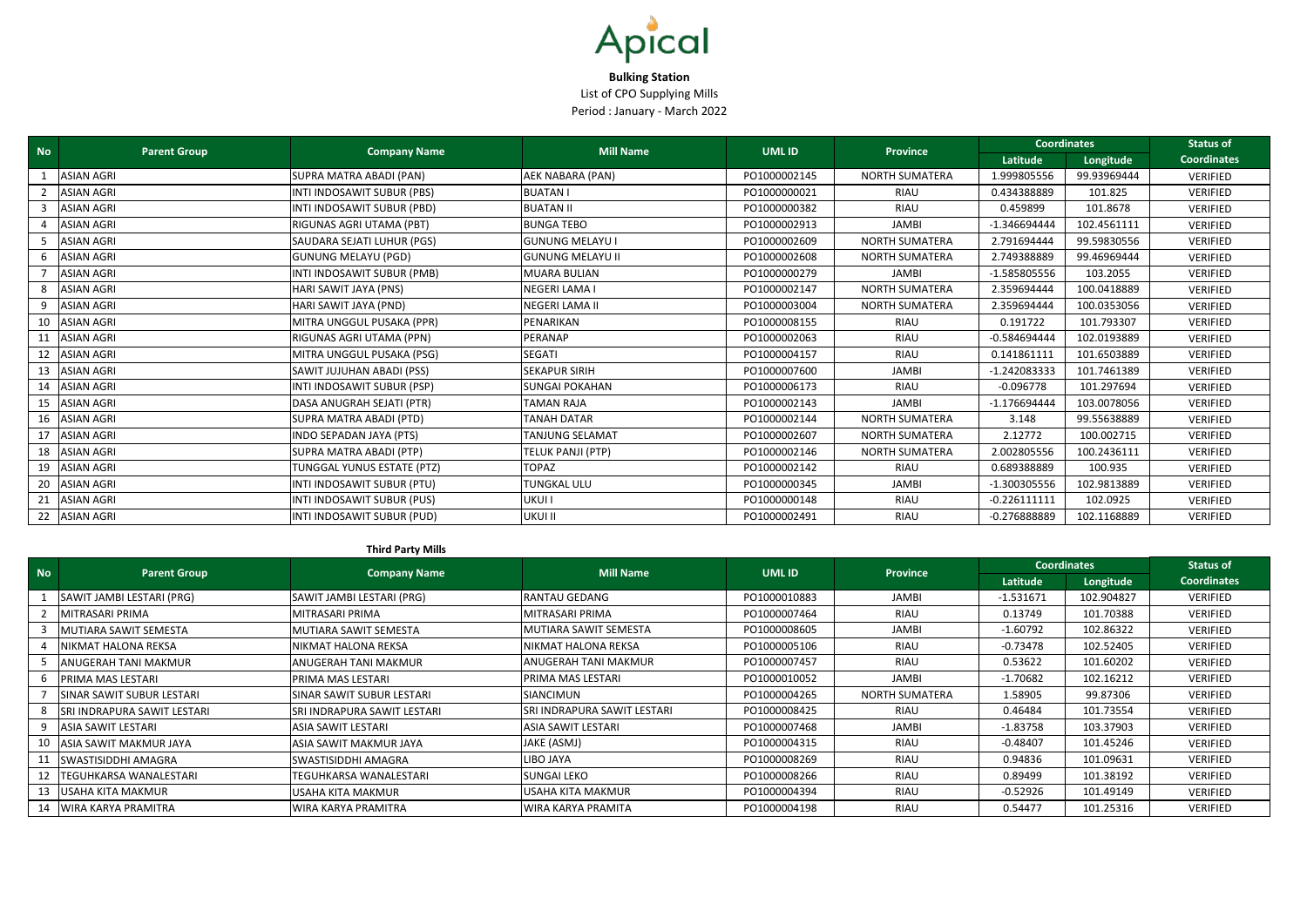# Apical

**Bulking Station**

List of CPO Supplying Mills

Period : January - March 2022

| No | Parent Group | Company Name | Mill Name | UML ID | Province | Coordinates | | Status of Coordinates |
|---|---|---|---|---|---|---|---|---|
| | | | | | | Latitude | Longitude | |
| 1 | ASIAN AGRI | SUPRA MATRA ABADI (PAN) | AEK NABARA (PAN) | PO1000002145 | NORTH SUMATERA | 1.999805556 | 99.93969444 | VERIFIED |
| 2 | ASIAN AGRI | INTI INDOSAWIT SUBUR (PBS) | BUATAN I | PO1000000021 | RIAU | 0.434388889 | 101.825 | VERIFIED |
| 3 | ASIAN AGRI | INTI INDOSAWIT SUBUR (PBD) | BUATAN II | PO1000000382 | RIAU | 0.459899 | 101.8678 | VERIFIED |
| 4 | ASIAN AGRI | RIGUNAS AGRI UTAMA (PBT) | BUNGA TEBO | PO1000002913 | JAMBI | -1.346694444 | 102.4561111 | VERIFIED |
| 5 | ASIAN AGRI | SAUDARA SEJATI LUHUR (PGS) | GUNUNG MELAYU I | PO1000002609 | NORTH SUMATERA | 2.791694444 | 99.59830556 | VERIFIED |
| 6 | ASIAN AGRI | GUNUNG MELAYU (PGD) | GUNUNG MELAYU II | PO1000002608 | NORTH SUMATERA | 2.749388889 | 99.46969444 | VERIFIED |
| 7 | ASIAN AGRI | INTI INDOSAWIT SUBUR (PMB) | MUARA BULIAN | PO1000000279 | JAMBI | -1.585805556 | 103.2055 | VERIFIED |
| 8 | ASIAN AGRI | HARI SAWIT JAYA (PNS) | NEGERI LAMA I | PO1000002147 | NORTH SUMATERA | 2.359694444 | 100.0418889 | VERIFIED |
| 9 | ASIAN AGRI | HARI SAWIT JAYA (PND) | NEGERI LAMA II | PO1000003004 | NORTH SUMATERA | 2.359694444 | 100.0353056 | VERIFIED |
| 10 | ASIAN AGRI | MITRA UNGGUL PUSAKA (PPR) | PENARIKAN | PO1000008155 | RIAU | 0.191722 | 101.793307 | VERIFIED |
| 11 | ASIAN AGRI | RIGUNAS AGRI UTAMA (PPN) | PERANAP | PO1000002063 | RIAU | -0.584694444 | 102.0193889 | VERIFIED |
| 12 | ASIAN AGRI | MITRA UNGGUL PUSAKA (PSG) | SEGATI | PO1000004157 | RIAU | 0.141861111 | 101.6503889 | VERIFIED |
| 13 | ASIAN AGRI | SAWIT JUJUHAN ABADI (PSS) | SEKAPUR SIRIH | PO1000007600 | JAMBI | -1.242083333 | 101.7461389 | VERIFIED |
| 14 | ASIAN AGRI | INTI INDOSAWIT SUBUR (PSP) | SUNGAI POKAHAN | PO1000006173 | RIAU | -0.096778 | 101.297694 | VERIFIED |
| 15 | ASIAN AGRI | DASA ANUGRAH SEJATI (PTR) | TAMAN RAJA | PO1000002143 | JAMBI | -1.176694444 | 103.0078056 | VERIFIED |
| 16 | ASIAN AGRI | SUPRA MATRA ABADI (PTD) | TANAH DATAR | PO1000002144 | NORTH SUMATERA | 3.148 | 99.55638889 | VERIFIED |
| 17 | ASIAN AGRI | INDO SEPADAN JAYA (PTS) | TANJUNG SELAMAT | PO1000002607 | NORTH SUMATERA | 2.12772 | 100.002715 | VERIFIED |
| 18 | ASIAN AGRI | SUPRA MATRA ABADI (PTP) | TELUK PANJI (PTP) | PO1000002146 | NORTH SUMATERA | 2.002805556 | 100.2436111 | VERIFIED |
| 19 | ASIAN AGRI | TUNGGAL YUNUS ESTATE (PTZ) | TOPAZ | PO1000002142 | RIAU | 0.689388889 | 100.935 | VERIFIED |
| 20 | ASIAN AGRI | INTI INDOSAWIT SUBUR (PTU) | TUNGKAL ULU | PO1000000345 | JAMBI | -1.300305556 | 102.9813889 | VERIFIED |
| 21 | ASIAN AGRI | INTI INDOSAWIT SUBUR (PUS) | UKUI I | PO1000000148 | RIAU | -0.226111111 | 102.0925 | VERIFIED |
| 22 | ASIAN AGRI | INTI INDOSAWIT SUBUR (PUD) | UKUI II | PO1000002491 | RIAU | -0.276888889 | 102.1168889 | VERIFIED |

**Third Party Mills**

| No | Parent Group | Company Name | Mill Name | UML ID | Province | Coordinates | | Status of Coordinates |
|---|---|---|---|---|---|---|---|---|
| | | | | | | Latitude | Longitude | |
| 1 | SAWIT JAMBI LESTARI (PRG) | SAWIT JAMBI LESTARI (PRG) | RANTAU GEDANG | PO1000010883 | JAMBI | -1.531671 | 102.904827 | VERIFIED |
| 2 | MITRASARI PRIMA | MITRASARI PRIMA | MITRASARI PRIMA | PO1000007464 | RIAU | 0.13749 | 101.70388 | VERIFIED |
| 3 | MUTIARA SAWIT SEMESTA | MUTIARA SAWIT SEMESTA | MUTIARA SAWIT SEMESTA | PO1000008605 | JAMBI | -1.60792 | 102.86322 | VERIFIED |
| 4 | NIKMAT HALONA REKSA | NIKMAT HALONA REKSA | NIKMAT HALONA REKSA | PO1000005106 | RIAU | -0.73478 | 102.52405 | VERIFIED |
| 5 | ANUGERAH TANI MAKMUR | ANUGERAH TANI MAKMUR | ANUGERAH TANI MAKMUR | PO1000007457 | RIAU | 0.53622 | 101.60202 | VERIFIED |
| 6 | PRIMA MAS LESTARI | PRIMA MAS LESTARI | PRIMA MAS LESTARI | PO1000010052 | JAMBI | -1.70682 | 102.16212 | VERIFIED |
| 7 | SINAR SAWIT SUBUR LESTARI | SINAR SAWIT SUBUR LESTARI | SIANCIMUN | PO1000004265 | NORTH SUMATERA | 1.58905 | 99.87306 | VERIFIED |
| 8 | SRI INDRAPURA SAWIT LESTARI | SRI INDRAPURA SAWIT LESTARI | SRI INDRAPURA SAWIT LESTARI | PO1000008425 | RIAU | 0.46484 | 101.73554 | VERIFIED |
| 9 | ASIA SAWIT LESTARI | ASIA SAWIT LESTARI | ASIA SAWIT LESTARI | PO1000007468 | JAMBI | -1.83758 | 103.37903 | VERIFIED |
| 10 | ASIA SAWIT MAKMUR JAYA | ASIA SAWIT MAKMUR JAYA | JAKE (ASMJ) | PO1000004315 | RIAU | -0.48407 | 101.45246 | VERIFIED |
| 11 | SWASTISIDDHI AMAGRA | SWASTISIDDHI AMAGRA | LIBO JAYA | PO1000008269 | RIAU | 0.94836 | 101.09631 | VERIFIED |
| 12 | TEGUHKARSA WANALESTARI | TEGUHKARSA WANALESTARI | SUNGAI LEKO | PO1000008266 | RIAU | 0.89499 | 101.38192 | VERIFIED |
| 13 | USAHA KITA MAKMUR | USAHA KITA MAKMUR | USAHA KITA MAKMUR | PO1000004394 | RIAU | -0.52926 | 101.49149 | VERIFIED |
| 14 | WIRA KARYA PRAMITRA | WIRA KARYA PRAMITRA | WIRA KARYA PRAMITA | PO1000004198 | RIAU | 0.54477 | 101.25316 | VERIFIED |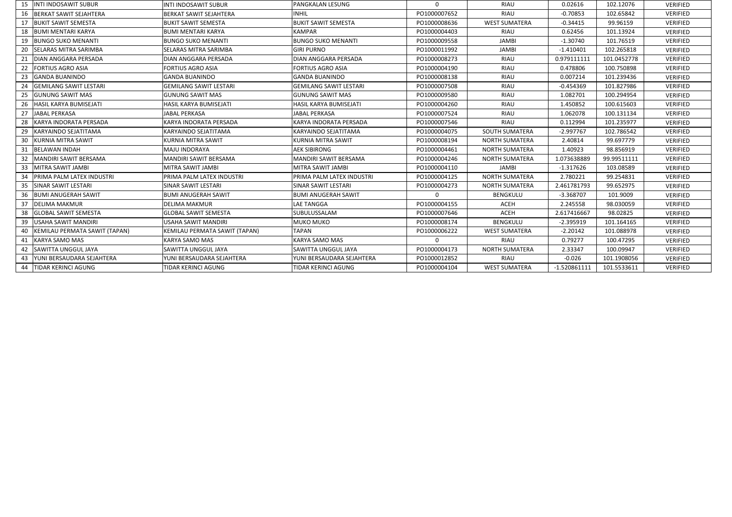| | | | | | | | | |
|---|---|---|---|---|---|---|---|---|
| 15 | INTI INDOSAWIT SUBUR | INTI INDOSAWIT SUBUR | PANGKALAN LESUNG | 0 | RIAU | 0.02616 | 102.12076 | VERIFIED |
| 16 | BERKAT SAWIT SEJAHTERA | BERKAT SAWIT SEJAHTERA | INHIL | PO1000007652 | RIAU | -0.70853 | 102.65842 | VERIFIED |
| 17 | BUKIT SAWIT SEMESTA | BUKIT SAWIT SEMESTA | BUKIT SAWIT SEMESTA | PO1000008636 | WEST SUMATERA | -0.34415 | 99.96159 | VERIFIED |
| 18 | BUMI MENTARI KARYA | BUMI MENTARI KARYA | KAMPAR | PO1000004403 | RIAU | 0.62456 | 101.13924 | VERIFIED |
| 19 | BUNGO SUKO MENANTI | BUNGO SUKO MENANTI | BUNGO SUKO MENANTI | PO1000009558 | JAMBI | -1.30740 | 101.76519 | VERIFIED |
| 20 | SELARAS MITRA SARIMBA | SELARAS MITRA SARIMBA | GIRI PURNO | PO1000011992 | JAMBI | -1.410401 | 102.265818 | VERIFIED |
| 21 | DIAN ANGGARA PERSADA | DIAN ANGGARA PERSADA | DIAN ANGGARA PERSADA | PO1000008273 | RIAU | 0.979111111 | 101.0452778 | VERIFIED |
| 22 | FORTIUS AGRO ASIA | FORTIUS AGRO ASIA | FORTIUS AGRO ASIA | PO1000004190 | RIAU | 0.478806 | 100.750898 | VERIFIED |
| 23 | GANDA BUANINDO | GANDA BUANINDO | GANDA BUANINDO | PO1000008138 | RIAU | 0.007214 | 101.239436 | VERIFIED |
| 24 | GEMILANG SAWIT LESTARI | GEMILANG SAWIT LESTARI | GEMILANG SAWIT LESTARI | PO1000007508 | RIAU | -0.454369 | 101.827986 | VERIFIED |
| 25 | GUNUNG SAWIT MAS | GUNUNG SAWIT MAS | GUNUNG SAWIT MAS | PO1000009580 | RIAU | 1.082701 | 100.294954 | VERIFIED |
| 26 | HASIL KARYA BUMISEJATI | HASIL KARYA BUMISEJATI | HASIL KARYA BUMISEJATI | PO1000004260 | RIAU | 1.450852 | 100.615603 | VERIFIED |
| 27 | JABAL PERKASA | JABAL PERKASA | JABAL PERKASA | PO1000007524 | RIAU | 1.062078 | 100.131134 | VERIFIED |
| 28 | KARYA INDORATA PERSADA | KARYA INDORATA PERSADA | KARYA INDORATA PERSADA | PO1000007546 | RIAU | 0.112994 | 101.235977 | VERIFIED |
| 29 | KARYAINDO SEJATITAMA | KARYAINDO SEJATITAMA | KARYAINDO SEJATITAMA | PO1000004075 | SOUTH SUMATERA | -2.997767 | 102.786542 | VERIFIED |
| 30 | KURNIA MITRA SAWIT | KURNIA MITRA SAWIT | KURNIA MITRA SAWIT | PO1000008194 | NORTH SUMATERA | 2.40814 | 99.697779 | VERIFIED |
| 31 | BELAWAN INDAH | MAJU INDORAYA | AEK SIBIRONG | PO1000004461 | NORTH SUMATERA | 1.40923 | 98.856919 | VERIFIED |
| 32 | MANDIRI SAWIT BERSAMA | MANDIRI SAWIT BERSAMA | MANDIRI SAWIT BERSAMA | PO1000004246 | NORTH SUMATERA | 1.073638889 | 99.99511111 | VERIFIED |
| 33 | MITRA SAWIT JAMBI | MITRA SAWIT JAMBI | MITRA SAWIT JAMBI | PO1000004110 | JAMBI | -1.317626 | 103.08589 | VERIFIED |
| 34 | PRIMA PALM LATEX INDUSTRI | PRIMA PALM LATEX INDUSTRI | PRIMA PALM LATEX INDUSTRI | PO1000004125 | NORTH SUMATERA | 2.780221 | 99.254831 | VERIFIED |
| 35 | SINAR SAWIT LESTARI | SINAR SAWIT LESTARI | SINAR SAWIT LESTARI | PO1000004273 | NORTH SUMATERA | 2.461781793 | 99.652975 | VERIFIED |
| 36 | BUMI ANUGERAH SAWIT | BUMI ANUGERAH SAWIT | BUMI ANUGERAH SAWIT | 0 | BENGKULU | -3.368707 | 101.9009 | VERIFIED |
| 37 | DELIMA MAKMUR | DELIMA MAKMUR | LAE TANGGA | PO1000004155 | ACEH | 2.245558 | 98.030059 | VERIFIED |
| 38 | GLOBAL SAWIT SEMESTA | GLOBAL SAWIT SEMESTA | SUBULUSSALAM | PO1000007646 | ACEH | 2.617416667 | 98.02825 | VERIFIED |
| 39 | USAHA SAWIT MANDIRI | USAHA SAWIT MANDIRI | MUKO MUKO | PO1000008174 | BENGKULU | -2.395919 | 101.164165 | VERIFIED |
| 40 | KEMILAU PERMATA SAWIT (TAPAN) | KEMILAU PERMATA SAWIT (TAPAN) | TAPAN | PO1000006222 | WEST SUMATERA | -2.20142 | 101.088978 | VERIFIED |
| 41 | KARYA SAMO MAS | KARYA SAMO MAS | KARYA SAMO MAS | 0 | RIAU | 0.79277 | 100.47295 | VERIFIED |
| 42 | SAWITTA UNGGUL JAYA | SAWITTA UNGGUL JAYA | SAWITTA UNGGUL JAYA | PO1000004173 | NORTH SUMATERA | 2.33347 | 100.09947 | VERIFIED |
| 43 | YUNI BERSAUDARA SEJAHTERA | YUNI BERSAUDARA SEJAHTERA | YUNI BERSAUDARA SEJAHTERA | PO1000012852 | RIAU | -0.026 | 101.1908056 | VERIFIED |
| 44 | TIDAR KERINCI AGUNG | TIDAR KERINCI AGUNG | TIDAR KERINCI AGUNG | PO1000004104 | WEST SUMATERA | -1.520861111 | 101.5533611 | VERIFIED |